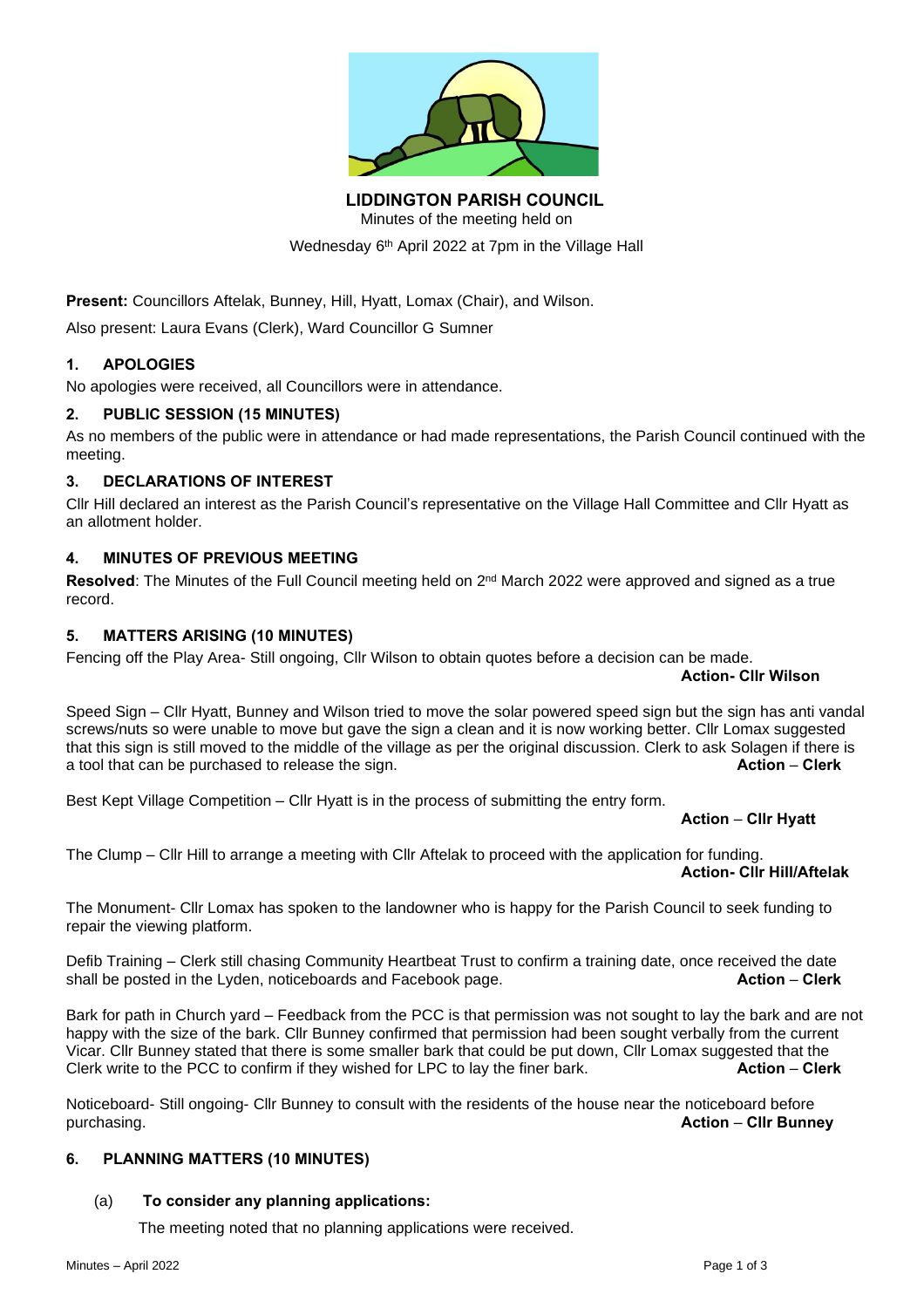**LIDDINGTON PARISH COUNCIL**

Minutes of the meeting held on

Wednesday 6th April 2022 at 7pm in the Village Hall

**Present:** Councillors Aftelak, Bunney, Hill, Hyatt, Lomax (Chair), and Wilson.

Also present: Laura Evans (Clerk), Ward Councillor G Sumner

## 1. APOLOGIES

No apologies were received, all Councillors were in attendance.

## 2. PUBLIC SESSION (15 MINUTES)

As no members of the public were in attendance or had made representations, the Parish Council continued with the meeting.

## 3. DECLARATIONS OF INTEREST

Cllr Hill declared an interest as the Parish Council's representative on the Village Hall Committee and Cllr Hyatt as an allotment holder.

## 4. MINUTES OF PREVIOUS MEETING

**Resolved**: The Minutes of the Full Council meeting held on 2nd March 2022 were approved and signed as a true record.

## 5. MATTERS ARISING (10 MINUTES)

Fencing off the Play Area- Still ongoing, Cllr Wilson to obtain quotes before a decision can be made.

**Action- Cllr Wilson**

Speed Sign – Cllr Hyatt, Bunney and Wilson tried to move the solar powered speed sign but the sign has anti vandal screws/nuts so were unable to move but gave the sign a clean and it is now working better. Cllr Lomax suggested that this sign is still moved to the middle of the village as per the original discussion. Clerk to ask Solagen if there is a tool that can be purchased to release the sign. **Action – Clerk**

Best Kept Village Competition – Cllr Hyatt is in the process of submitting the entry form.

**Action – Cllr Hyatt**

The Clump – Cllr Hill to arrange a meeting with Cllr Aftelak to proceed with the application for funding.

**Action- Cllr Hill/Aftelak**

The Monument- Cllr Lomax has spoken to the landowner who is happy for the Parish Council to seek funding to repair the viewing platform.

Defib Training – Clerk still chasing Community Heartbeat Trust to confirm a training date, once received the date shall be posted in the Lyden, noticeboards and Facebook page. **Action – Clerk**

Bark for path in Church yard – Feedback from the PCC is that permission was not sought to lay the bark and are not happy with the size of the bark. Cllr Bunney confirmed that permission had been sought verbally from the current Vicar. Cllr Bunney stated that there is some smaller bark that could be put down, Cllr Lomax suggested that the Clerk write to the PCC to confirm if they wished for LPC to lay the finer bark. **Action – Clerk**

Noticeboard- Still ongoing- Cllr Bunney to consult with the residents of the house near the noticeboard before purchasing. **Action – Cllr Bunney**

## 6. PLANNING MATTERS (10 MINUTES)

(a) **To consider any planning applications:**

The meeting noted that no planning applications were received.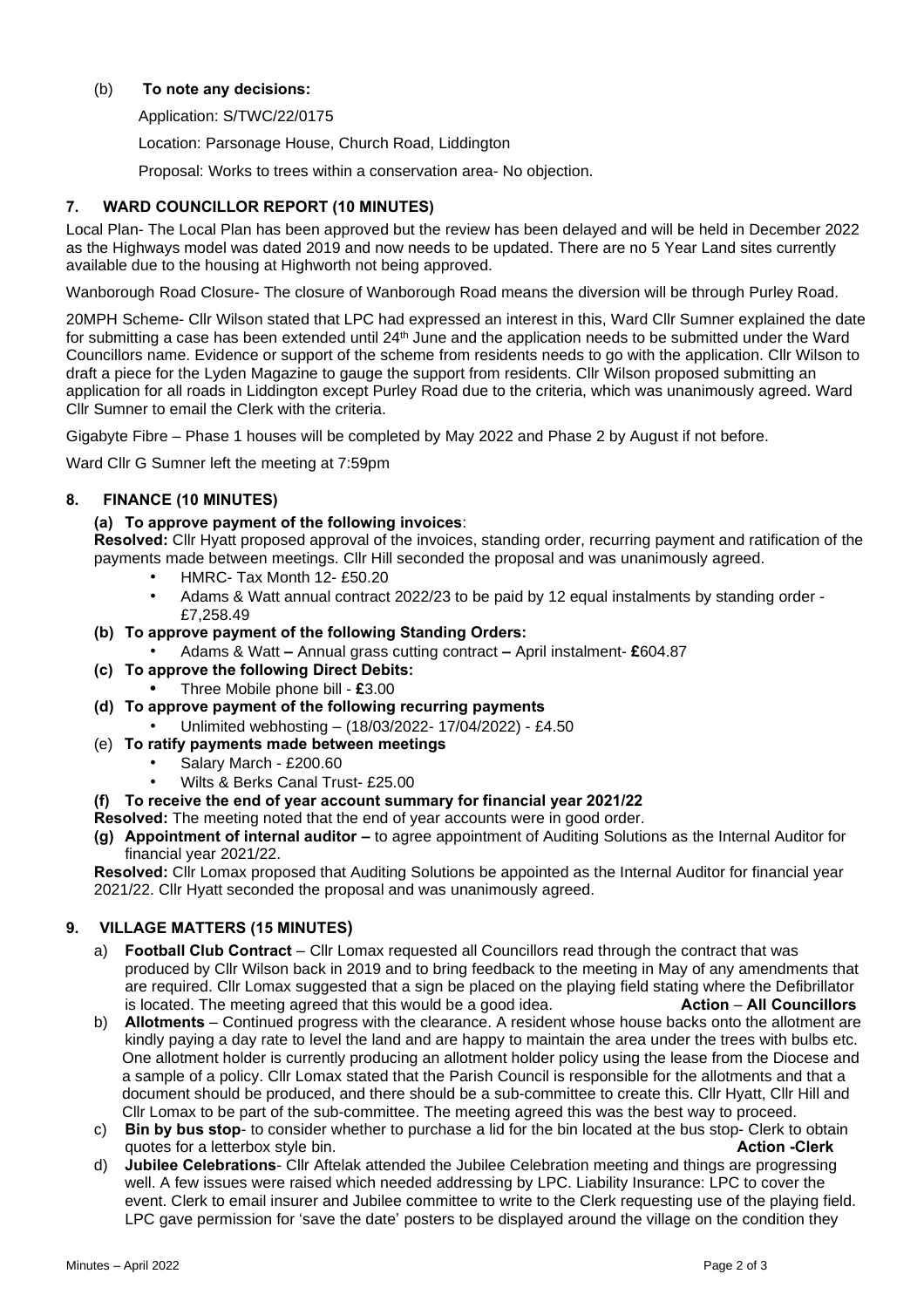(b) **To note any decisions:**

Application: S/TWC/22/0175

Location: Parsonage House, Church Road, Liddington

Proposal: Works to trees within a conservation area- No objection.

## 7. WARD COUNCILLOR REPORT (10 MINUTES)

Local Plan- The Local Plan has been approved but the review has been delayed and will be held in December 2022 as the Highways model was dated 2019 and now needs to be updated. There are no 5 Year Land sites currently available due to the housing at Highworth not being approved.

Wanborough Road Closure- The closure of Wanborough Road means the diversion will be through Purley Road.

20MPH Scheme- Cllr Wilson stated that LPC had expressed an interest in this, Ward Cllr Sumner explained the date for submitting a case has been extended until 24th June and the application needs to be submitted under the Ward Councillors name. Evidence or support of the scheme from residents needs to go with the application. Cllr Wilson to draft a piece for the Lyden Magazine to gauge the support from residents. Cllr Wilson proposed submitting an application for all roads in Liddington except Purley Road due to the criteria, which was unanimously agreed. Ward Cllr Sumner to email the Clerk with the criteria.

Gigabyte Fibre – Phase 1 houses will be completed by May 2022 and Phase 2 by August if not before.

Ward Cllr G Sumner left the meeting at 7:59pm

## 8. FINANCE (10 MINUTES)

**(a) To approve payment of the following invoices**:

**Resolved:** Cllr Hyatt proposed approval of the invoices, standing order, recurring payment and ratification of the payments made between meetings. Cllr Hill seconded the proposal and was unanimously agreed.

- HMRC- Tax Month 12- £50.20
- Adams & Watt annual contract 2022/23 to be paid by 12 equal instalments by standing order - £7,258.49

**(b) To approve payment of the following Standing Orders:**

- Adams & Watt **–** Annual grass cutting contract **–** April instalment- **£**604.87

**(c) To approve the following Direct Debits:**

- Three Mobile phone bill - **£**3.00

**(d) To approve payment of the following recurring payments**

- Unlimited webhosting – (18/03/2022- 17/04/2022) - £4.50

(e) **To ratify payments made between meetings**

- Salary March - £200.60
- Wilts & Berks Canal Trust- £25.00

**(f) To receive the end of year account summary for financial year 2021/22**

**Resolved:** The meeting noted that the end of year accounts were in good order.

**(g) Appointment of internal auditor –** to agree appointment of Auditing Solutions as the Internal Auditor for financial year 2021/22.

**Resolved:** Cllr Lomax proposed that Auditing Solutions be appointed as the Internal Auditor for financial year 2021/22. Cllr Hyatt seconded the proposal and was unanimously agreed.

## 9. VILLAGE MATTERS (15 MINUTES)

a) **Football Club Contract** – Cllr Lomax requested all Councillors read through the contract that was produced by Cllr Wilson back in 2019 and to bring feedback to the meeting in May of any amendments that are required. Cllr Lomax suggested that a sign be placed on the playing field stating where the Defibrillator is located. The meeting agreed that this would be a good idea. **Action** – **All Councillors**

b) **Allotments** – Continued progress with the clearance. A resident whose house backs onto the allotment are kindly paying a day rate to level the land and are happy to maintain the area under the trees with bulbs etc. One allotment holder is currently producing an allotment holder policy using the lease from the Diocese and a sample of a policy. Cllr Lomax stated that the Parish Council is responsible for the allotments and that a document should be produced, and there should be a sub-committee to create this. Cllr Hyatt, Cllr Hill and Cllr Lomax to be part of the sub-committee. The meeting agreed this was the best way to proceed.

c) **Bin by bus stop**- to consider whether to purchase a lid for the bin located at the bus stop- Clerk to obtain quotes for a letterbox style bin. **Action -Clerk**

d) **Jubilee Celebrations**- Cllr Aftelak attended the Jubilee Celebration meeting and things are progressing well. A few issues were raised which needed addressing by LPC. Liability Insurance: LPC to cover the event. Clerk to email insurer and Jubilee committee to write to the Clerk requesting use of the playing field. LPC gave permission for 'save the date' posters to be displayed around the village on the condition they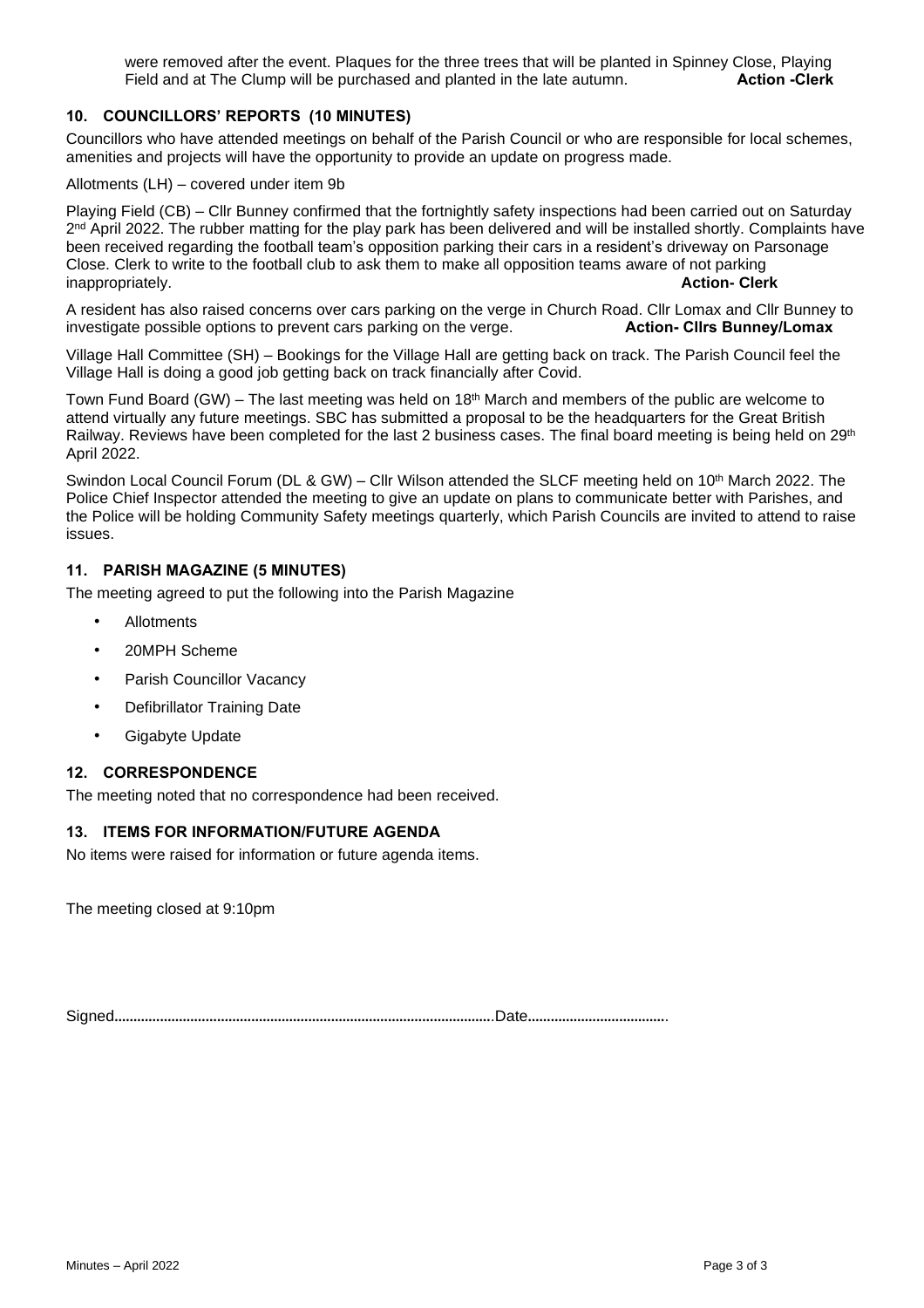were removed after the event. Plaques for the three trees that will be planted in Spinney Close, Playing Field and at The Clump will be purchased and planted in the late autumn. **Action -Clerk**

## 10. COUNCILLORS' REPORTS (10 MINUTES)

Councillors who have attended meetings on behalf of the Parish Council or who are responsible for local schemes, amenities and projects will have the opportunity to provide an update on progress made.

Allotments (LH) – covered under item 9b

Playing Field (CB) – Cllr Bunney confirmed that the fortnightly safety inspections had been carried out on Saturday 2nd April 2022. The rubber matting for the play park has been delivered and will be installed shortly. Complaints have been received regarding the football team's opposition parking their cars in a resident's driveway on Parsonage Close. Clerk to write to the football club to ask them to make all opposition teams aware of not parking inappropriately. **Action- Clerk**

A resident has also raised concerns over cars parking on the verge in Church Road. Cllr Lomax and Cllr Bunney to investigate possible options to prevent cars parking on the verge. **Action- Cllrs Bunney/Lomax**

Village Hall Committee (SH) – Bookings for the Village Hall are getting back on track. The Parish Council feel the Village Hall is doing a good job getting back on track financially after Covid.

Town Fund Board (GW) – The last meeting was held on 18th March and members of the public are welcome to attend virtually any future meetings. SBC has submitted a proposal to be the headquarters for the Great British Railway. Reviews have been completed for the last 2 business cases. The final board meeting is being held on 29th April 2022.

Swindon Local Council Forum (DL & GW) – Cllr Wilson attended the SLCF meeting held on 10th March 2022. The Police Chief Inspector attended the meeting to give an update on plans to communicate better with Parishes, and the Police will be holding Community Safety meetings quarterly, which Parish Councils are invited to attend to raise issues.

## 11. PARISH MAGAZINE (5 MINUTES)

The meeting agreed to put the following into the Parish Magazine

- Allotments
- 20MPH Scheme
- Parish Councillor Vacancy
- Defibrillator Training Date
- Gigabyte Update

## 12. CORRESPONDENCE

The meeting noted that no correspondence had been received.

## 13. ITEMS FOR INFORMATION/FUTURE AGENDA

No items were raised for information or future agenda items.

The meeting closed at 9:10pm

Signed.....................................................................................................Date......................................